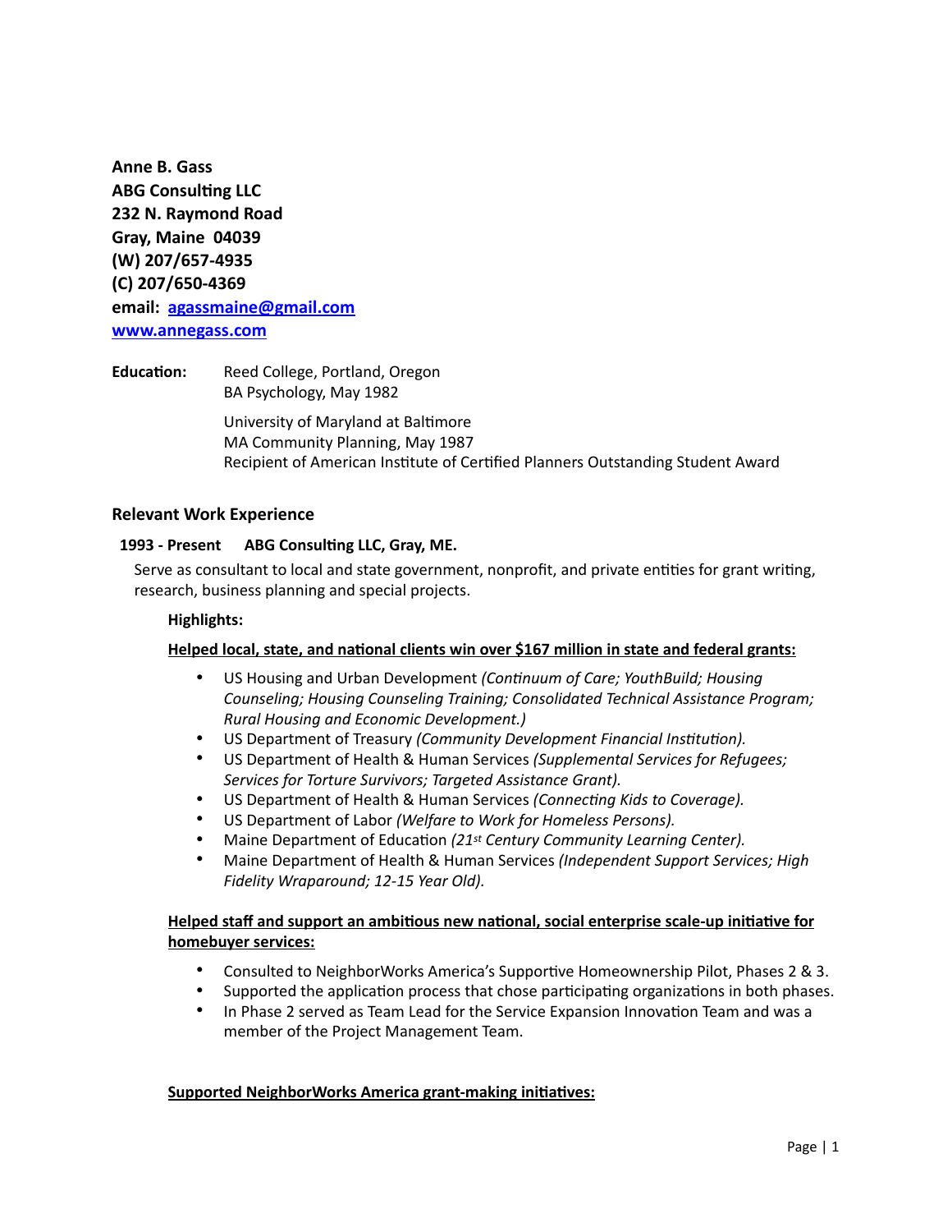**Anne B. Gass**
**ABG Consulting LLC**
**232 N. Raymond Road**
**Gray, Maine  04039**
**(W) 207/657-4935**
**(C) 207/650-4369**
**email: [agassmaine@gmail.com](mailto:agassmaine@gmail.com)**
**[www.annegass.com](http://www.annegass.com)**

**Education:** Reed College, Portland, Oregon
BA Psychology, May 1982

University of Maryland at Baltimore
MA Community Planning, May 1987
Recipient of American Institute of Certified Planners Outstanding Student Award

## Relevant Work Experience

**1993 - Present    ABG Consulting LLC, Gray, ME.**

Serve as consultant to local and state government, nonprofit, and private entities for grant writing, research, business planning and special projects.

**Highlights:**

**Helped local, state, and national clients win over $167 million in state and federal grants:**

- US Housing and Urban Development *(Continuum of Care; YouthBuild; Housing Counseling; Housing Counseling Training; Consolidated Technical Assistance Program; Rural Housing and Economic Development.)*
- US Department of Treasury *(Community Development Financial Institution).*
- US Department of Health & Human Services *(Supplemental Services for Refugees; Services for Torture Survivors; Targeted Assistance Grant).*
- US Department of Health & Human Services *(Connecting Kids to Coverage).*
- US Department of Labor *(Welfare to Work for Homeless Persons).*
- Maine Department of Education *(21st Century Community Learning Center).*
- Maine Department of Health & Human Services *(Independent Support Services; High Fidelity Wraparound; 12-15 Year Old).*

**Helped staff and support an ambitious new national, social enterprise scale-up initiative for homebuyer services:**

- Consulted to NeighborWorks America's Supportive Homeownership Pilot, Phases 2 & 3.
- Supported the application process that chose participating organizations in both phases.
- In Phase 2 served as Team Lead for the Service Expansion Innovation Team and was a member of the Project Management Team.

**Supported NeighborWorks America grant-making initiatives:**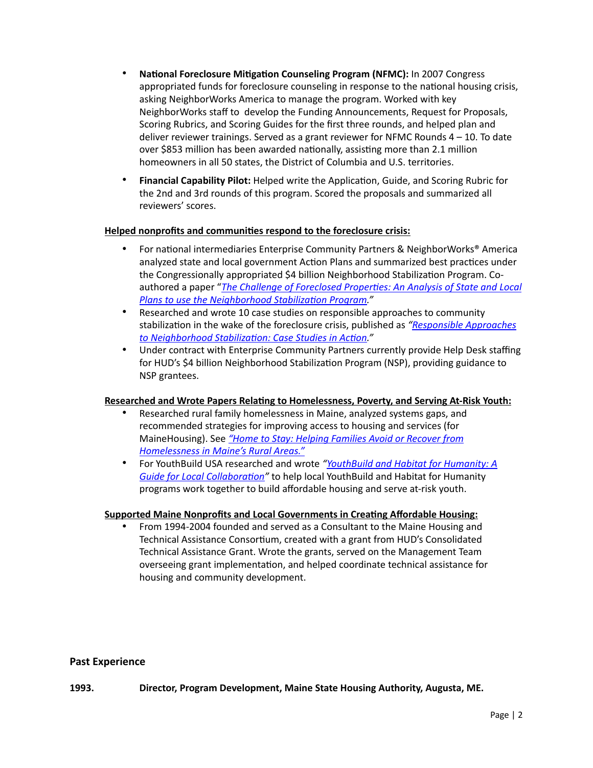- **National Foreclosure Mitigation Counseling Program (NFMC):** In 2007 Congress appropriated funds for foreclosure counseling in response to the national housing crisis, asking NeighborWorks America to manage the program. Worked with key NeighborWorks staff to develop the Funding Announcements, Request for Proposals, Scoring Rubrics, and Scoring Guides for the first three rounds, and helped plan and deliver reviewer trainings. Served as a grant reviewer for NFMC Rounds 4 – 10. To date over $853 million has been awarded nationally, assisting more than 2.1 million homeowners in all 50 states, the District of Columbia and U.S. territories.
- **Financial Capability Pilot:** Helped write the Application, Guide, and Scoring Rubric for the 2nd and 3rd rounds of this program. Scored the proposals and summarized all reviewers' scores.

**Helped nonprofits and communities respond to the foreclosure crisis:**

- For national intermediaries Enterprise Community Partners & NeighborWorks® America analyzed state and local government Action Plans and summarized best practices under the Congressionally appropriated $4 billion Neighborhood Stabilization Program. Co-authored a paper "*The Challenge of Foreclosed Properties: An Analysis of State and Local Plans to use the Neighborhood Stabilization Program*."
- Researched and wrote 10 case studies on responsible approaches to community stabilization in the wake of the foreclosure crisis, published as *"Responsible Approaches to Neighborhood Stabilization: Case Studies in Action."*
- Under contract with Enterprise Community Partners currently provide Help Desk staffing for HUD's $4 billion Neighborhood Stabilization Program (NSP), providing guidance to NSP grantees.

**Researched and Wrote Papers Relating to Homelessness, Poverty, and Serving At-Risk Youth:**

- Researched rural family homelessness in Maine, analyzed systems gaps, and recommended strategies for improving access to housing and services (for MaineHousing). See *"Home to Stay: Helping Families Avoid or Recover from Homelessness in Maine's Rural Areas."*
- For YouthBuild USA researched and wrote *"YouthBuild and Habitat for Humanity: A Guide for Local Collaboration"* to help local YouthBuild and Habitat for Humanity programs work together to build affordable housing and serve at-risk youth.

**Supported Maine Nonprofits and Local Governments in Creating Affordable Housing:**

- From 1994-2004 founded and served as a Consultant to the Maine Housing and Technical Assistance Consortium, created with a grant from HUD's Consolidated Technical Assistance Grant. Wrote the grants, served on the Management Team overseeing grant implementation, and helped coordinate technical assistance for housing and community development.

## Past Experience

**1993. Director, Program Development, Maine State Housing Authority, Augusta, ME.**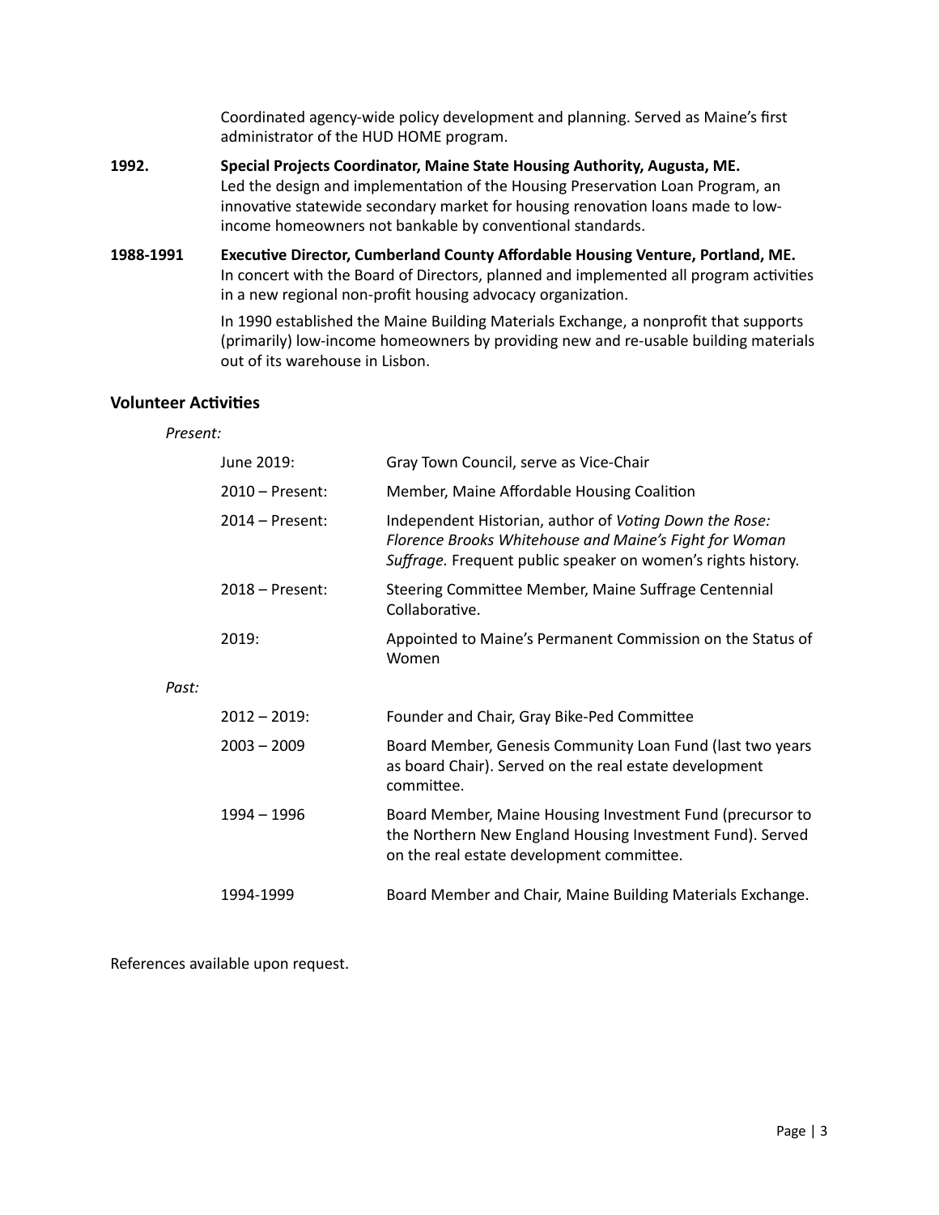Coordinated agency-wide policy development and planning. Served as Maine's first administrator of the HUD HOME program.

**1992.** **Special Projects Coordinator, Maine State Housing Authority, Augusta, ME.**
Led the design and implementation of the Housing Preservation Loan Program, an innovative statewide secondary market for housing renovation loans made to low-income homeowners not bankable by conventional standards.

**1988-1991** **Executive Director, Cumberland County Affordable Housing Venture, Portland, ME.**
In concert with the Board of Directors, planned and implemented all program activities in a new regional non-profit housing advocacy organization.

In 1990 established the Maine Building Materials Exchange, a nonprofit that supports (primarily) low-income homeowners by providing new and re-usable building materials out of its warehouse in Lisbon.

### Volunteer Activities

*Present:*

| | |
|---|---|
| June 2019: | Gray Town Council, serve as Vice-Chair |
| 2010 – Present: | Member, Maine Affordable Housing Coalition |
| 2014 – Present: | Independent Historian, author of *Voting Down the Rose: Florence Brooks Whitehouse and Maine's Fight for Woman Suffrage.* Frequent public speaker on women's rights history. |
| 2018 – Present: | Steering Committee Member, Maine Suffrage Centennial Collaborative. |
| 2019: | Appointed to Maine's Permanent Commission on the Status of Women |

*Past:*

| | |
|---|---|
| 2012 – 2019: | Founder and Chair, Gray Bike-Ped Committee |
| 2003 – 2009 | Board Member, Genesis Community Loan Fund (last two years as board Chair). Served on the real estate development committee. |
| 1994 – 1996 | Board Member, Maine Housing Investment Fund (precursor to the Northern New England Housing Investment Fund). Served on the real estate development committee. |
| 1994-1999 | Board Member and Chair, Maine Building Materials Exchange. |

References available upon request.